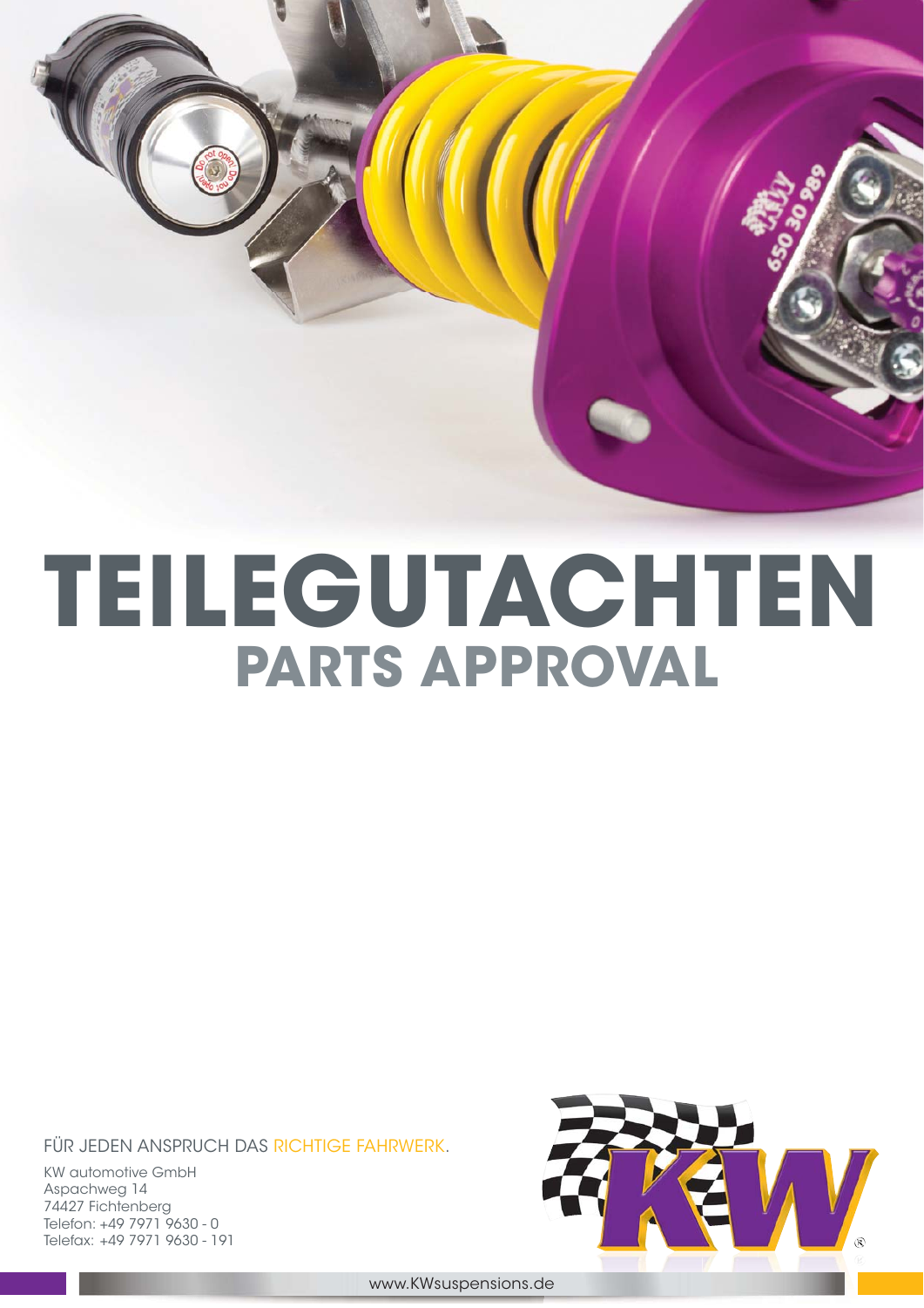# TEILEGUTACHTEN

## PARTS APPROVAL

FÜR JEDEN ANSPRUCH DAS RICHTIGE FAHRWERK.

KW automotive GmbH
Aspachweg 14
74427 Fichtenberg
Telefon: +49 7971 9630 - 0
Telefax: +49 7971 9630 - 191

www.KWsuspensions.de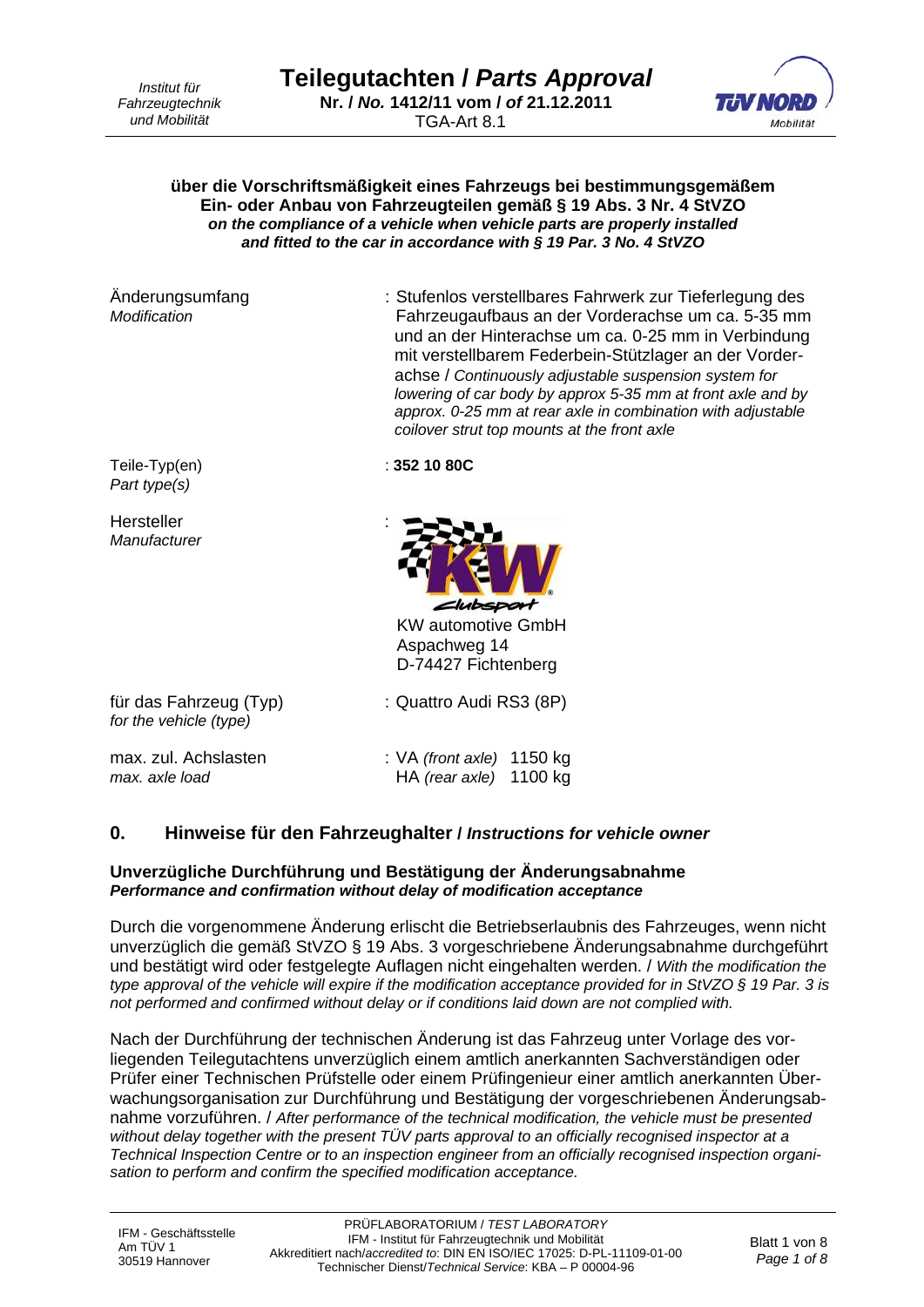# Teilegutachten / *Parts Approval*

**Nr. / *No.* 1412/11 vom / *of* 21.12.2011**

TGA-Art 8.1

**über die Vorschriftsmäßigkeit eines Fahrzeugs bei bestimmungsgemäßem Ein- oder Anbau von Fahrzeugteilen gemäß § 19 Abs. 3 Nr. 4 StVZO**
***on the compliance of a vehicle when vehicle parts are properly installed and fitted to the car in accordance with § 19 Par. 3 No. 4 StVZO***

| | |
|---|---|
| Änderungsumfang *Modification* | : Stufenlos verstellbares Fahrwerk zur Tieferlegung des Fahrzeugaufbaus an der Vorderachse um ca. 5-35 mm und an der Hinterachse um ca. 0-25 mm in Verbindung mit verstellbarem Federbein-Stützlager an der Vorderachse / *Continuously adjustable suspension system for lowering of car body by approx 5-35 mm at front axle and by approx. 0-25 mm at rear axle in combination with adjustable coilover strut top mounts at the front axle* |
| Teile-Typ(en) *Part type(s)* | : **352 10 80C** |
| Hersteller *Manufacturer* | : KW clubsport<br>KW automotive GmbH<br>Aspachweg 14<br>D-74427 Fichtenberg |
| für das Fahrzeug (Typ) *for the vehicle (type)* | : Quattro Audi RS3 (8P) |
| max. zul. Achslasten *max. axle load* | : VA *(front axle)* 1150 kg<br>HA *(rear axle)* 1100 kg |

## 0. Hinweise für den Fahrzeughalter / *Instructions for vehicle owner*

**Unverzügliche Durchführung und Bestätigung der Änderungsabnahme**
***Performance and confirmation without delay of modification acceptance***

Durch die vorgenommene Änderung erlischt die Betriebserlaubnis des Fahrzeuges, wenn nicht unverzüglich die gemäß StVZO § 19 Abs. 3 vorgeschriebene Änderungsabnahme durchgeführt und bestätigt wird oder festgelegte Auflagen nicht eingehalten werden. / *With the modification the type approval of the vehicle will expire if the modification acceptance provided for in StVZO § 19 Par. 3 is not performed and confirmed without delay or if conditions laid down are not complied with.*

Nach der Durchführung der technischen Änderung ist das Fahrzeug unter Vorlage des vorliegenden Teilegutachtens unverzüglich einem amtlich anerkannten Sachverständigen oder Prüfer einer Technischen Prüfstelle oder einem Prüfingenieur einer amtlich anerkannten Überwachungsorganisation zur Durchführung und Bestätigung der vorgeschriebenen Änderungsabnahme vorzuführen. / *After performance of the technical modification, the vehicle must be presented without delay together with the present TÜV parts approval to an officially recognised inspector at a Technical Inspection Centre or to an inspection engineer from an officially recognised inspection organisation to perform and confirm the specified modification acceptance.*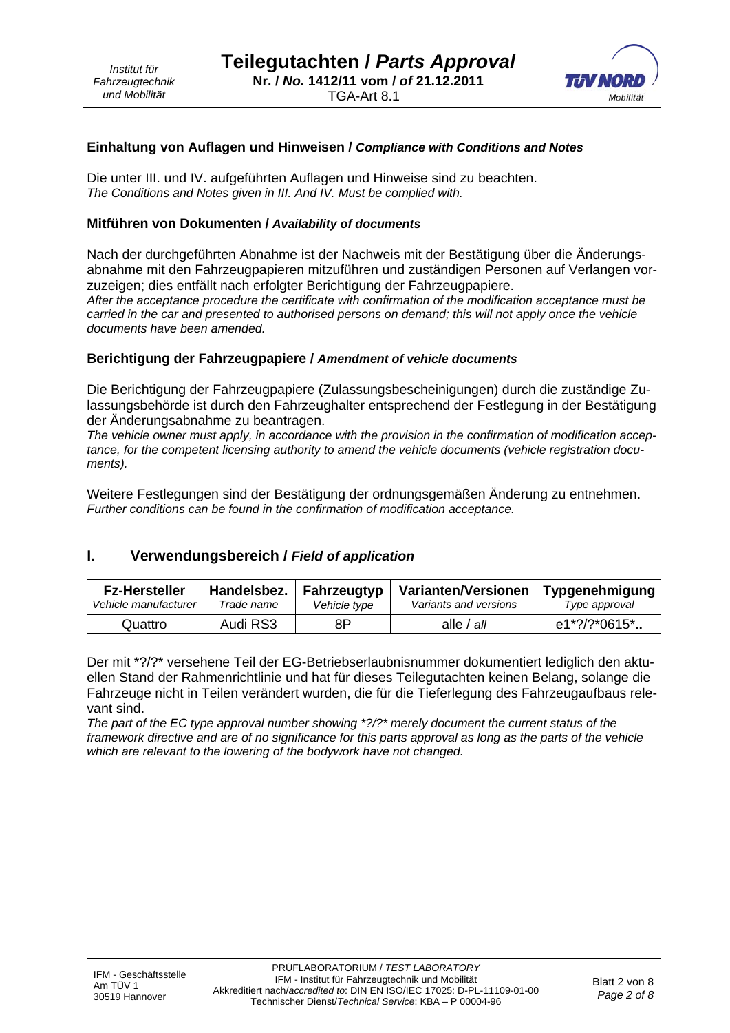#### Einhaltung von Auflagen und Hinweisen / *Compliance with Conditions and Notes*

Die unter III. und IV. aufgeführten Auflagen und Hinweise sind zu beachten.
*The Conditions and Notes given in III. And IV. Must be complied with.*

#### Mitführen von Dokumenten / *Availability of documents*

Nach der durchgeführten Abnahme ist der Nachweis mit der Bestätigung über die Änderungsabnahme mit den Fahrzeugpapieren mitzuführen und zuständigen Personen auf Verlangen vorzuzeigen; dies entfällt nach erfolgter Berichtigung der Fahrzeugpapiere.
*After the acceptance procedure the certificate with confirmation of the modification acceptance must be carried in the car and presented to authorised persons on demand; this will not apply once the vehicle documents have been amended.*

#### Berichtigung der Fahrzeugpapiere / *Amendment of vehicle documents*

Die Berichtigung der Fahrzeugpapiere (Zulassungsbescheinigungen) durch die zuständige Zulassungsbehörde ist durch den Fahrzeughalter entsprechend der Festlegung in der Bestätigung der Änderungsabnahme zu beantragen.
*The vehicle owner must apply, in accordance with the provision in the confirmation of modification acceptance, for the competent licensing authority to amend the vehicle documents (vehicle registration documents).*

Weitere Festlegungen sind der Bestätigung der ordnungsgemäßen Änderung zu entnehmen.
*Further conditions can be found in the confirmation of modification acceptance.*

## I. Verwendungsbereich / *Field of application*

| **Fz-Hersteller** *Vehicle manufacturer* | **Handelsbez.** *Trade name* | **Fahrzeugtyp** *Vehicle type* | **Varianten/Versionen** *Variants and versions* | **Typgenehmigung** *Type approval* |
|---|---|---|---|---|
| Quattro | Audi RS3 | 8P | alle / *all* | e1*?/?*0615*.. |

Der mit *?/?* versehene Teil der EG-Betriebserlaubnisnummer dokumentiert lediglich den aktuellen Stand der Rahmenrichtlinie und hat für dieses Teilegutachten keinen Belang, solange die Fahrzeuge nicht in Teilen verändert wurden, die für die Tieferlegung des Fahrzeugaufbaus relevant sind.
*The part of the EC type approval number showing *?/?* merely document the current status of the framework directive and are of no significance for this parts approval as long as the parts of the vehicle which are relevant to the lowering of the bodywork have not changed.*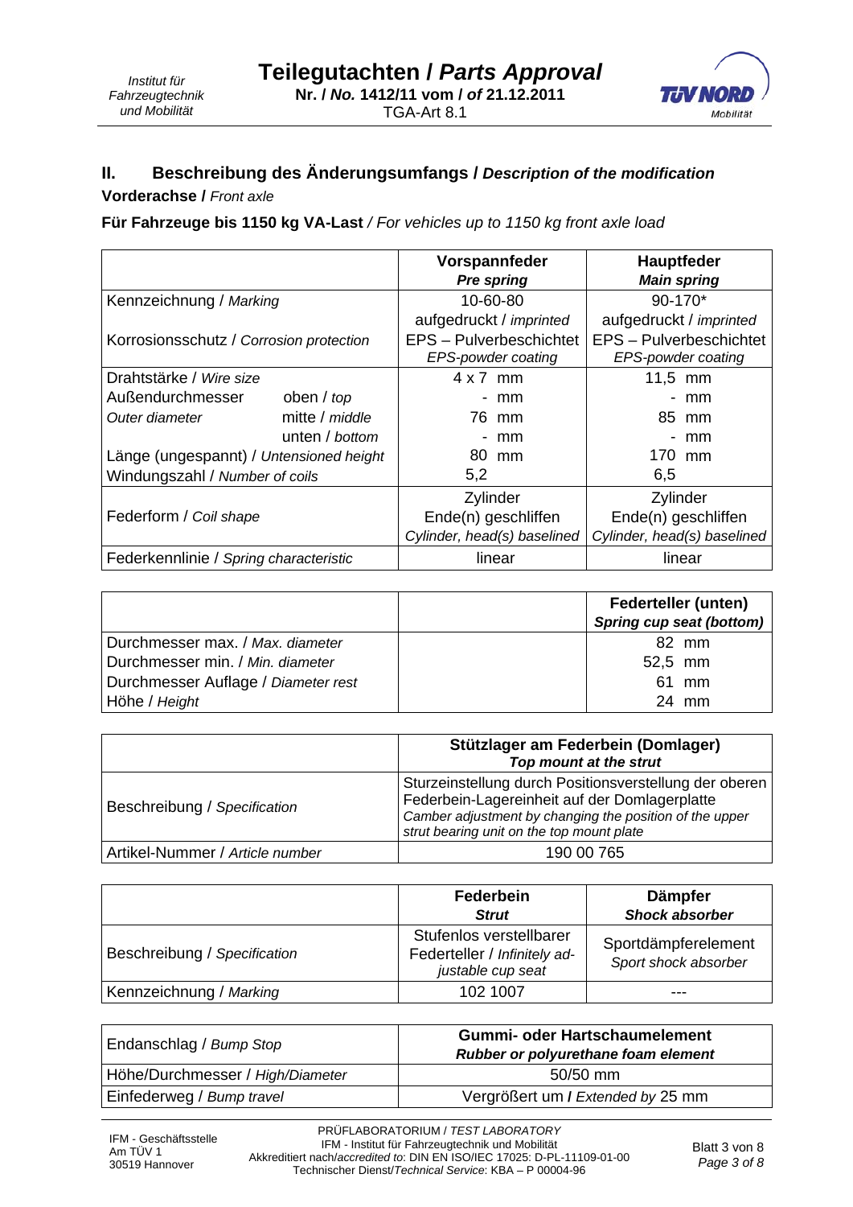## II. Beschreibung des Änderungsumfangs / *Description of the modification*

**Vorderachse /** *Front axle*

**Für Fahrzeuge bis 1150 kg VA-Last** */ For vehicles up to 1150 kg front axle load*

| | | Vorspannfeder *Pre spring* | Hauptfeder *Main spring* |
|---|---|---|---|
| Kennzeichnung / *Marking* | | 10-60-80 aufgedruckt / *imprinted* | 90-170* aufgedruckt / *imprinted* |
| Korrosionsschutz / *Corrosion protection* | | EPS – Pulverbeschichtet *EPS-powder coating* | EPS – Pulverbeschichtet *EPS-powder coating* |
| Drahtstärke / *Wire size* | | 4 x 7 mm | 11,5 mm |
| Außendurchmesser | oben / *top* | - mm | - mm |
| *Outer diameter* | mitte / *middle* | 76 mm | 85 mm |
| | unten / *bottom* | - mm | - mm |
| Länge (ungespannt) / *Untensioned height* | | 80 mm | 170 mm |
| Windungszahl / *Number of coils* | | 5,2 | 6,5 |
| Federform / *Coil shape* | | Zylinder Ende(n) geschliffen *Cylinder, head(s) baselined* | Zylinder Ende(n) geschliffen *Cylinder, head(s) baselined* |
| Federkennlinie / *Spring characteristic* | | linear | linear |

| | | Federteller (unten) *Spring cup seat (bottom)* |
|---|---|---|
| Durchmesser max. / *Max. diameter* | | 82 mm |
| Durchmesser min. / *Min. diameter* | | 52,5 mm |
| Durchmesser Auflage / *Diameter rest* | | 61 mm |
| Höhe / *Height* | | 24 mm |

| | Stützlager am Federbein (Domlager) *Top mount at the strut* |
|---|---|
| Beschreibung / *Specification* | Sturzeinstellung durch Positionsverstellung der oberen Federbein-Lagereinheit auf der Domlagerplatte *Camber adjustment by changing the position of the upper strut bearing unit on the top mount plate* |
| Artikel-Nummer / *Article number* | 190 00 765 |

| | Federbein *Strut* | Dämpfer *Shock absorber* |
|---|---|---|
| Beschreibung / *Specification* | Stufenlos verstellbarer Federteller / *Infinitely adjustable cup seat* | Sportdämpferelement *Sport shock absorber* |
| Kennzeichnung / *Marking* | 102 1007 | --- |

| Endanschlag / *Bump Stop* | Gummi- oder Hartschaumelement *Rubber or polyurethane foam element* |
|---|---|
| Höhe/Durchmesser / *High/Diameter* | 50/50 mm |
| Einfederweg / *Bump travel* | Vergrößert um / *Extended by* 25 mm |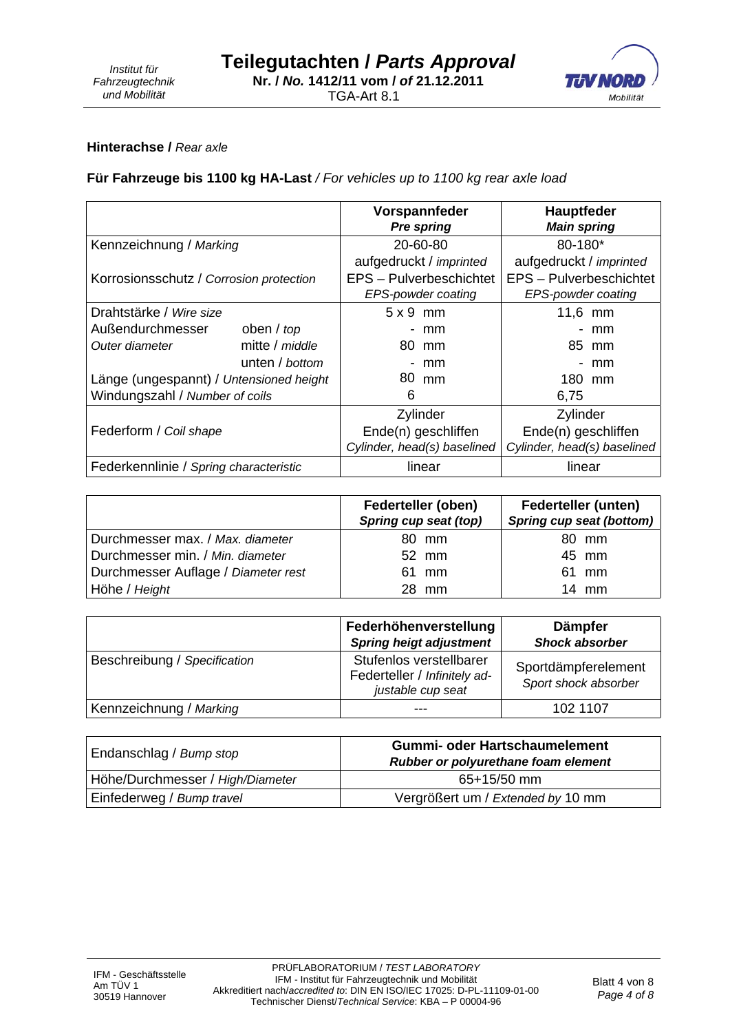**Hinterachse /** *Rear axle*

**Für Fahrzeuge bis 1100 kg HA-Last** */ For vehicles up to 1100 kg rear axle load*

| | | **Vorspannfeder** *Pre spring* | **Hauptfeder** *Main spring* |
|---|---|---|---|
| Kennzeichnung / *Marking* | | 20-60-80 aufgedruckt / *imprinted* | 80-180* aufgedruckt / *imprinted* |
| Korrosionsschutz / *Corrosion protection* | | EPS – Pulverbeschichtet *EPS-powder coating* | EPS – Pulverbeschichtet *EPS-powder coating* |
| Drahtstärke / *Wire size* | | 5 x 9 mm | 11,6 mm |
| Außendurchmesser *Outer diameter* | oben / *top* | - mm | - mm |
| | mitte / *middle* | 80 mm | 85 mm |
| | unten / *bottom* | - mm | - mm |
| Länge (ungespannt) / *Untensioned height* | | 80 mm | 180 mm |
| Windungszahl / *Number of coils* | | 6 | 6,75 |
| Federform / *Coil shape* | | Zylinder Ende(n) geschliffen *Cylinder, head(s) baselined* | Zylinder Ende(n) geschliffen *Cylinder, head(s) baselined* |
| Federkennlinie / *Spring characteristic* | | linear | linear |

| | **Federteller (oben)** *Spring cup seat (top)* | **Federteller (unten)** *Spring cup seat (bottom)* |
|---|---|---|
| Durchmesser max. / *Max. diameter* | 80 mm | 80 mm |
| Durchmesser min. / *Min. diameter* | 52 mm | 45 mm |
| Durchmesser Auflage / *Diameter rest* | 61 mm | 61 mm |
| Höhe / *Height* | 28 mm | 14 mm |

| | **Federhöhenverstellung** *Spring heigt adjustment* | **Dämpfer** *Shock absorber* |
|---|---|---|
| Beschreibung / *Specification* | Stufenlos verstellbarer Federteller / *Infinitely adjustable cup seat* | Sportdämpferelement *Sport shock absorber* |
| Kennzeichnung / *Marking* | --- | 102 1107 |

| Endanschlag / *Bump stop* | **Gummi- oder Hartschaumelement** *Rubber or polyurethane foam element* |
|---|---|
| Höhe/Durchmesser / *High/Diameter* | 65+15/50 mm |
| Einfederweg / *Bump travel* | Vergrößert um / *Extended by* 10 mm |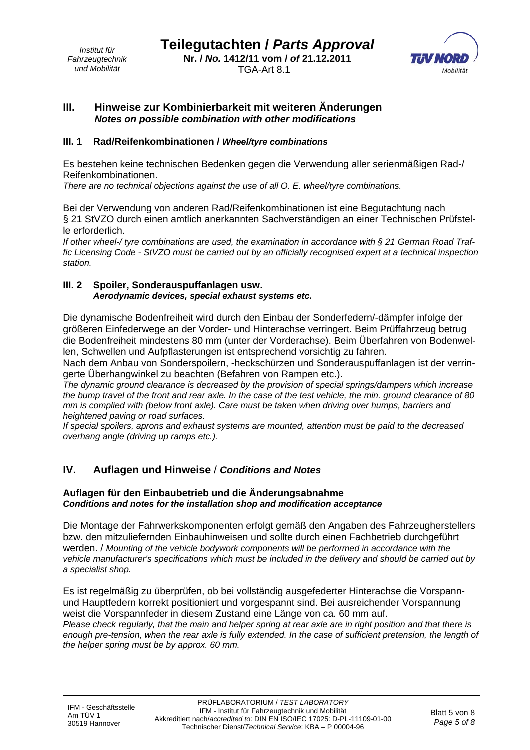## III. Hinweise zur Kombinierbarkeit mit weiteren Änderungen
### *Notes on possible combination with other modifications*

### III. 1 Rad/Reifenkombinationen / *Wheel/tyre combinations*

Es bestehen keine technischen Bedenken gegen die Verwendung aller serienmäßigen Rad-/ Reifenkombinationen.
*There are no technical objections against the use of all O. E. wheel/tyre combinations.*

Bei der Verwendung von anderen Rad/Reifenkombinationen ist eine Begutachtung nach § 21 StVZO durch einen amtlich anerkannten Sachverständigen an einer Technischen Prüfstelle erforderlich.
*If other wheel-/ tyre combinations are used, the examination in accordance with § 21 German Road Traffic Licensing Code - StVZO must be carried out by an officially recognised expert at a technical inspection station.*

### III. 2 Spoiler, Sonderauspuffanlagen usw.
### *Aerodynamic devices, special exhaust systems etc.*

Die dynamische Bodenfreiheit wird durch den Einbau der Sonderfedern/-dämpfer infolge der größeren Einfederwege an der Vorder- und Hinterachse verringert. Beim Prüffahrzeug betrug die Bodenfreiheit mindestens 80 mm (unter der Vorderachse). Beim Überfahren von Bodenwellen, Schwellen und Aufpflasterungen ist entsprechend vorsichtig zu fahren.
Nach dem Anbau von Sonderspoilern, -heckschürzen und Sonderauspuffanlagen ist der verringerte Überhangwinkel zu beachten (Befahren von Rampen etc.).
*The dynamic ground clearance is decreased by the provision of special springs/dampers which increase the bump travel of the front and rear axle. In the case of the test vehicle, the min. ground clearance of 80 mm is complied with (below front axle). Care must be taken when driving over humps, barriers and heightened paving or road surfaces.*
*If special spoilers, aprons and exhaust systems are mounted, attention must be paid to the decreased overhang angle (driving up ramps etc.).*

## IV. Auflagen und Hinweise / *Conditions and Notes*

**Auflagen für den Einbaubetrieb und die Änderungsabnahme**
***Conditions and notes for the installation shop and modification acceptance***

Die Montage der Fahrwerkskomponenten erfolgt gemäß den Angaben des Fahrzeugherstellers bzw. den mitzuliefernden Einbauhinweisen und sollte durch einen Fachbetrieb durchgeführt werden. / *Mounting of the vehicle bodywork components will be performed in accordance with the vehicle manufacturer's specifications which must be included in the delivery and should be carried out by a specialist shop.*

Es ist regelmäßig zu überprüfen, ob bei vollständig ausgefederter Hinterachse die Vorspann- und Hauptfedern korrekt positioniert und vorgespannt sind. Bei ausreichender Vorspannung weist die Vorspannfeder in diesem Zustand eine Länge von ca. 60 mm auf.
*Please check regularly, that the main and helper spring at rear axle are in right position and that there is enough pre-tension, when the rear axle is fully extended. In the case of sufficient pretension, the length of the helper spring must be by approx. 60 mm.*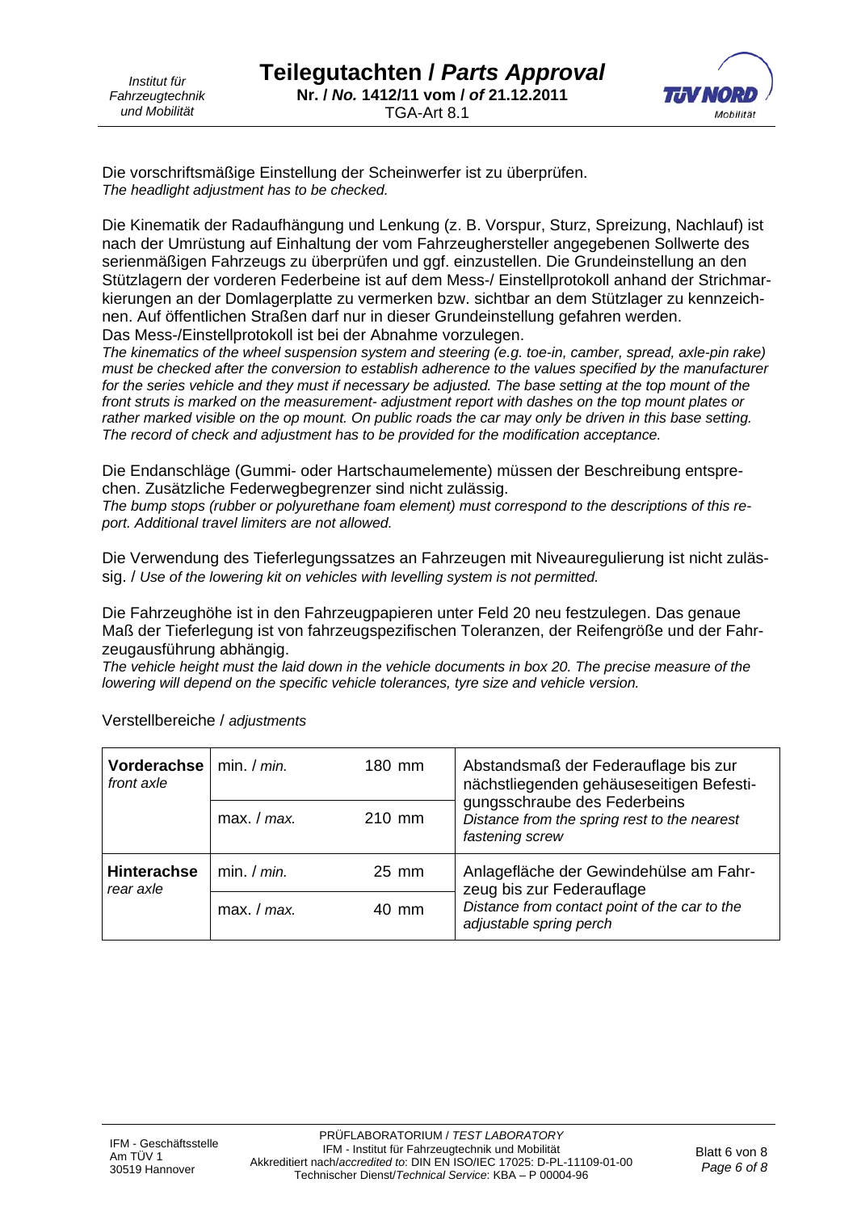Die vorschriftsmäßige Einstellung der Scheinwerfer ist zu überprüfen.
*The headlight adjustment has to be checked.*

Die Kinematik der Radaufhängung und Lenkung (z. B. Vorspur, Sturz, Spreizung, Nachlauf) ist nach der Umrüstung auf Einhaltung der vom Fahrzeughersteller angegebenen Sollwerte des serienmäßigen Fahrzeugs zu überprüfen und ggf. einzustellen. Die Grundeinstellung an den Stützlagern der vorderen Federbeine ist auf dem Mess-/ Einstellprotokoll anhand der Strichmarkierungen an der Domlagerplatte zu vermerken bzw. sichtbar an dem Stützlager zu kennzeichnen. Auf öffentlichen Straßen darf nur in dieser Grundeinstellung gefahren werden.
Das Mess-/Einstellprotokoll ist bei der Abnahme vorzulegen.
*The kinematics of the wheel suspension system and steering (e.g. toe-in, camber, spread, axle-pin rake) must be checked after the conversion to establish adherence to the values specified by the manufacturer for the series vehicle and they must if necessary be adjusted. The base setting at the top mount of the front struts is marked on the measurement- adjustment report with dashes on the top mount plates or rather marked visible on the op mount. On public roads the car may only be driven in this base setting. The record of check and adjustment has to be provided for the modification acceptance.*

Die Endanschläge (Gummi- oder Hartschaumelemente) müssen der Beschreibung entsprechen. Zusätzliche Federwegbegrenzer sind nicht zulässig.
*The bump stops (rubber or polyurethane foam element) must correspond to the descriptions of this report. Additional travel limiters are not allowed.*

Die Verwendung des Tieferlegungssatzes an Fahrzeugen mit Niveauregulierung ist nicht zulässig. / *Use of the lowering kit on vehicles with levelling system is not permitted.*

Die Fahrzeughöhe ist in den Fahrzeugpapieren unter Feld 20 neu festzulegen. Das genaue Maß der Tieferlegung ist von fahrzeugspezifischen Toleranzen, der Reifengröße und der Fahrzeugausführung abhängig.
*The vehicle height must the laid down in the vehicle documents in box 20. The precise measure of the lowering will depend on the specific vehicle tolerances, tyre size and vehicle version.*

Verstellbereiche / *adjustments*

| | | | |
|---|---|---|---|
| **Vorderachse** *front axle* | min. / *min.* | 180 mm | Abstandsmaß der Federauflage bis zur nächstliegenden gehäuseseitigen Befestigungsschraube des Federbeins *Distance from the spring rest to the nearest fastening screw* |
| | max. / *max.* | 210 mm | |
| **Hinterachse** *rear axle* | min. / *min.* | 25 mm | Anlagefläche der Gewindehülse am Fahrzeug bis zur Federauflage *Distance from contact point of the car to the adjustable spring perch* |
| | max. / *max.* | 40 mm | |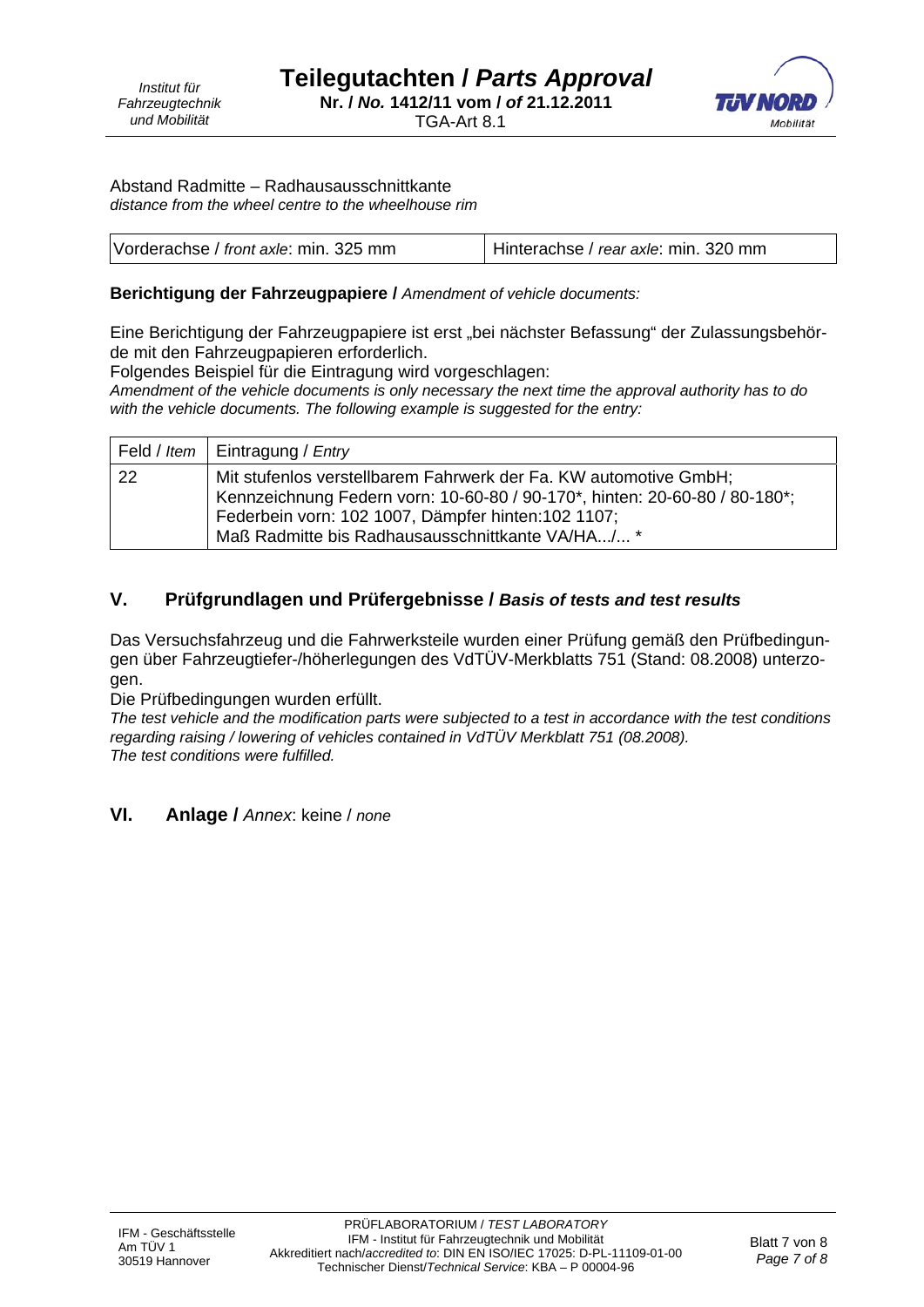Abstand Radmitte – Radhausausschnittkante
*distance from the wheel centre to the wheelhouse rim*

| Vorderachse / *front axle*: min. 325 mm | Hinterachse / *rear axle*: min. 320 mm |
|---|---|

**Berichtigung der Fahrzeugpapiere /** *Amendment of vehicle documents:*

Eine Berichtigung der Fahrzeugpapiere ist erst „bei nächster Befassung" der Zulassungsbehörde mit den Fahrzeugpapieren erforderlich.
Folgendes Beispiel für die Eintragung wird vorgeschlagen:
*Amendment of the vehicle documents is only necessary the next time the approval authority has to do with the vehicle documents. The following example is suggested for the entry:*

| Feld / *Item* | Eintragung / *Entry* |
|---|---|
| 22 | Mit stufenlos verstellbarem Fahrwerk der Fa. KW automotive GmbH; Kennzeichnung Federn vorn: 10-60-80 / 90-170*, hinten: 20-60-80 / 80-180*; Federbein vorn: 102 1007, Dämpfer hinten:102 1107; Maß Radmitte bis Radhausausschnittkante VA/HA.../... * |

## V. Prüfgrundlagen und Prüfergebnisse / *Basis of tests and test results*

Das Versuchsfahrzeug und die Fahrwerksteile wurden einer Prüfung gemäß den Prüfbedingungen über Fahrzeugtiefer-/höherlegungen des VdTÜV-Merkblatts 751 (Stand: 08.2008) unterzogen.
Die Prüfbedingungen wurden erfüllt.
*The test vehicle and the modification parts were subjected to a test in accordance with the test conditions regarding raising / lowering of vehicles contained in VdTÜV Merkblatt 751 (08.2008).*
*The test conditions were fulfilled.*

## VI. Anlage / *Annex*: keine / *none*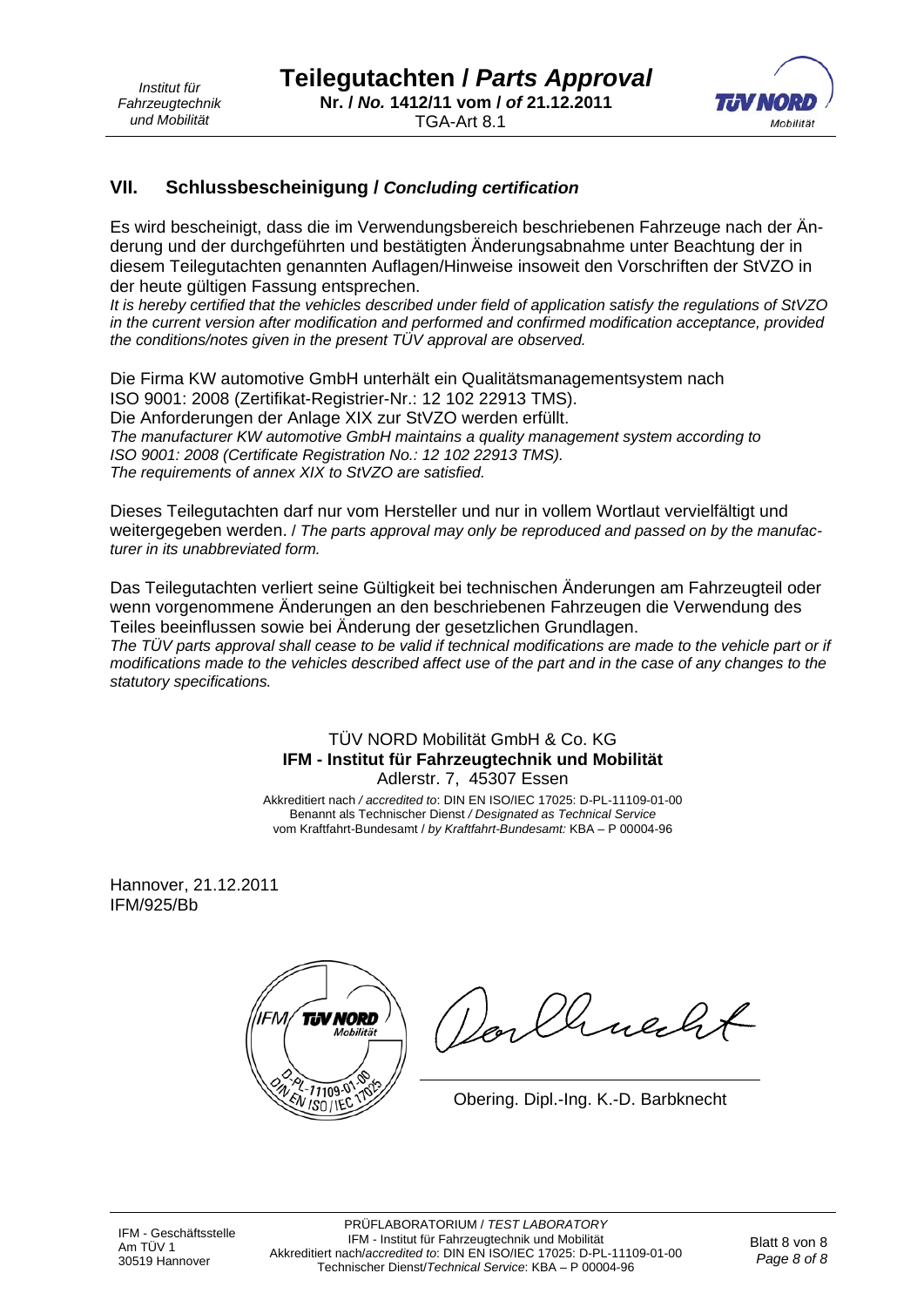## VII. Schlussbescheinigung / *Concluding certification*

Es wird bescheinigt, dass die im Verwendungsbereich beschriebenen Fahrzeuge nach der Änderung und der durchgeführten und bestätigten Änderungsabnahme unter Beachtung der in diesem Teilegutachten genannten Auflagen/Hinweise insoweit den Vorschriften der StVZO in der heute gültigen Fassung entsprechen.
*It is hereby certified that the vehicles described under field of application satisfy the regulations of StVZO in the current version after modification and performed and confirmed modification acceptance, provided the conditions/notes given in the present TÜV approval are observed.*

Die Firma KW automotive GmbH unterhält ein Qualitätsmanagementsystem nach ISO 9001: 2008 (Zertifikat-Registrier-Nr.: 12 102 22913 TMS).
Die Anforderungen der Anlage XIX zur StVZO werden erfüllt.
*The manufacturer KW automotive GmbH maintains a quality management system according to ISO 9001: 2008 (Certificate Registration No.: 12 102 22913 TMS).*
*The requirements of annex XIX to StVZO are satisfied.*

Dieses Teilegutachten darf nur vom Hersteller und nur in vollem Wortlaut vervielfältigt und weitergegeben werden. / *The parts approval may only be reproduced and passed on by the manufacturer in its unabbreviated form.*

Das Teilegutachten verliert seine Gültigkeit bei technischen Änderungen am Fahrzeugteil oder wenn vorgenommene Änderungen an den beschriebenen Fahrzeugen die Verwendung des Teiles beeinflussen sowie bei Änderung der gesetzlichen Grundlagen.
*The TÜV parts approval shall cease to be valid if technical modifications are made to the vehicle part or if modifications made to the vehicles described affect use of the part and in the case of any changes to the statutory specifications.*

TÜV NORD Mobilität GmbH & Co. KG
**IFM - Institut für Fahrzeugtechnik und Mobilität**
Adlerstr. 7, 45307 Essen

Akkreditiert nach / *accredited to*: DIN EN ISO/IEC 17025: D-PL-11109-01-00
Benannt als Technischer Dienst / *Designated as Technical Service*
vom Kraftfahrt-Bundesamt / *by Kraftfahrt-Bundesamt:* KBA – P 00004-96

Hannover, 21.12.2011
IFM/925/Bb

IFM TÜV NORD Mobilität D-PL-11109-01-00 DIN EN ISO / IEC 17025

Obering. Dipl.-Ing. K.-D. Barbknecht